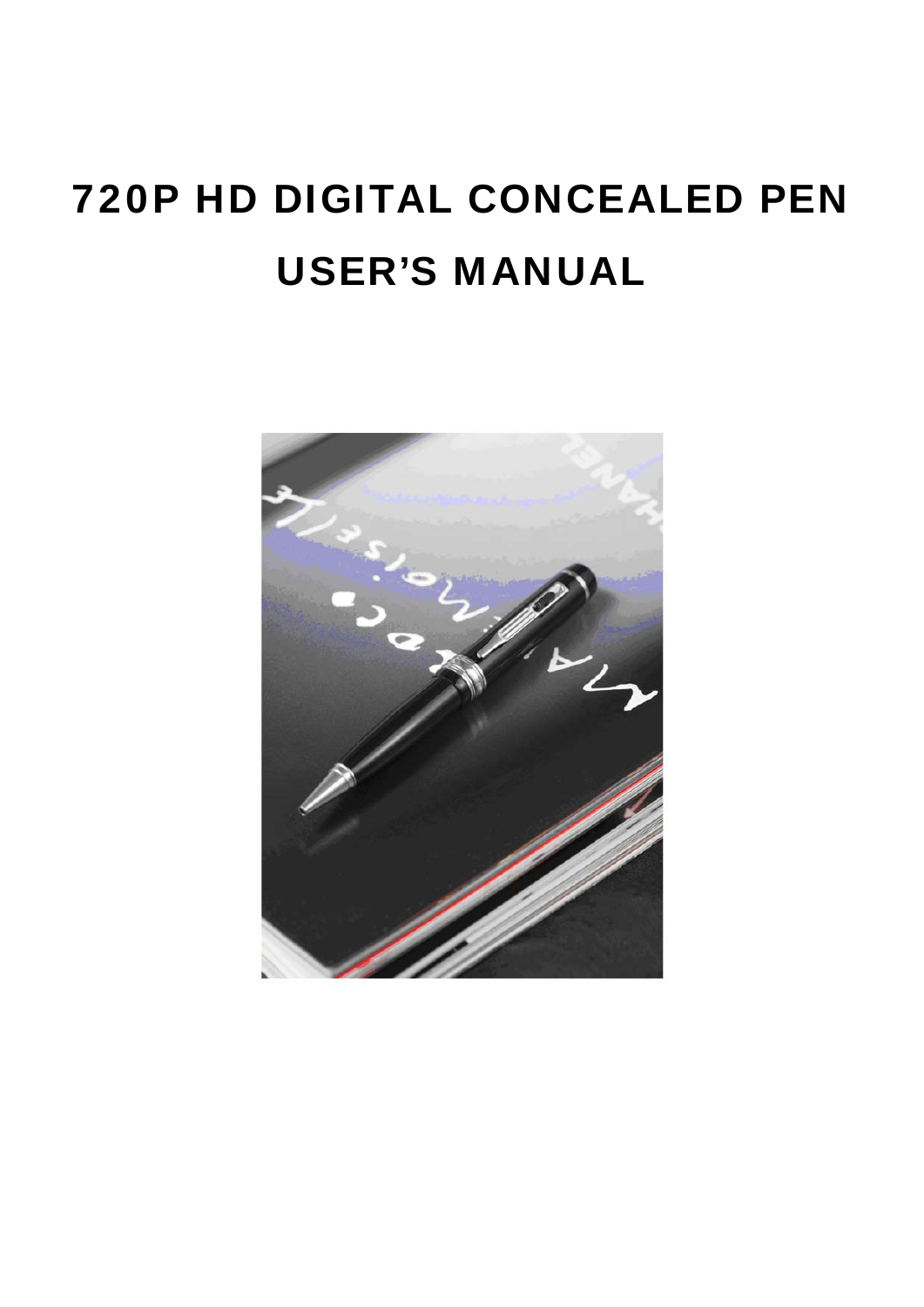# 720P HD DIGITAL CONCEALED PEN

# USER'S MANUAL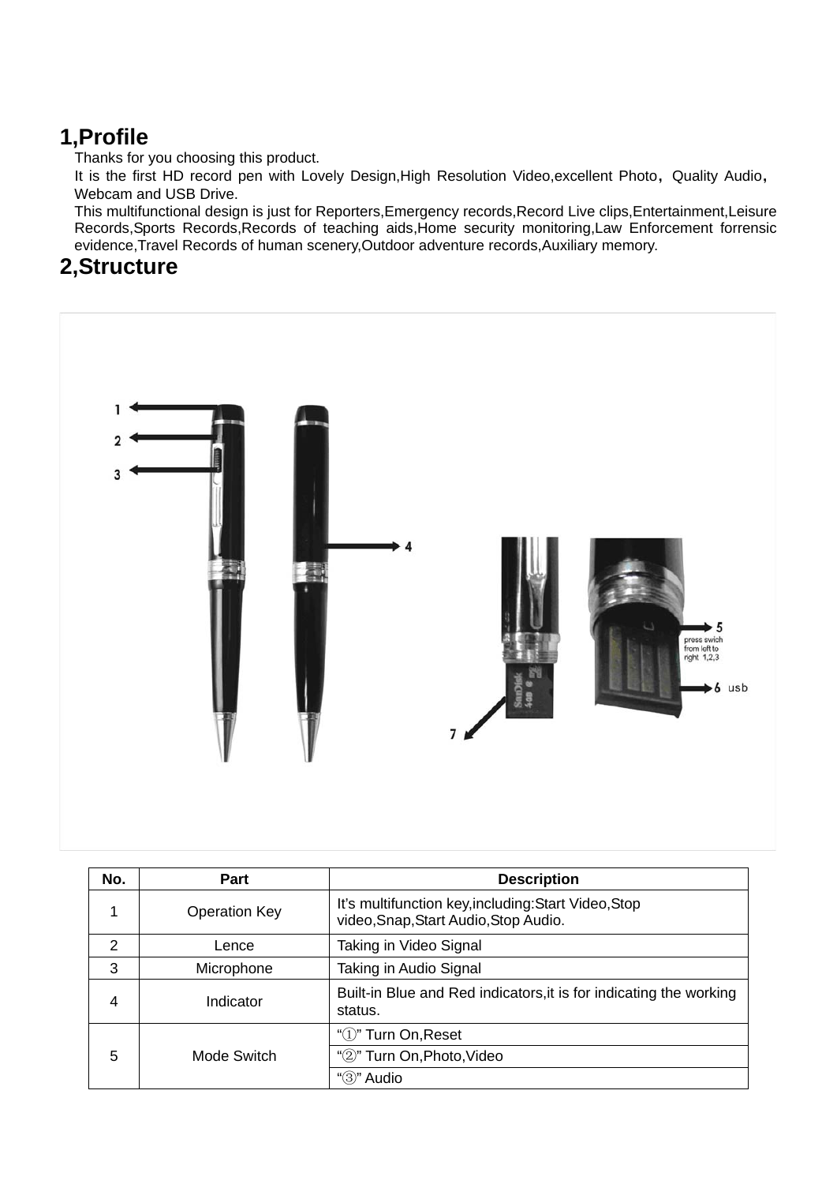## 1,Profile

Thanks for you choosing this product.

It is the first HD record pen with Lovely Design,High Resolution Video,excellent Photo， Quality Audio，Webcam and USB Drive.

This multifunctional design is just for Reporters,Emergency records,Record Live clips,Entertainment,Leisure Records,Sports Records,Records of teaching aids,Home security monitoring,Law Enforcement forrensic evidence,Travel Records of human scenery,Outdoor adventure records,Auxiliary memory.

## 2,Structure

| No. | Part | Description |
|---|---|---|
| 1 | Operation Key | It's multifunction key,including:Start Video,Stop video,Snap,Start Audio,Stop Audio. |
| 2 | Lence | Taking in Video Signal |
| 3 | Microphone | Taking in Audio Signal |
| 4 | Indicator | Built-in Blue and Red indicators,it is for indicating the working status. |
| 5 | Mode Switch | "①" Turn On,Reset |
| | | "②" Turn On,Photo,Video |
| | | "③" Audio |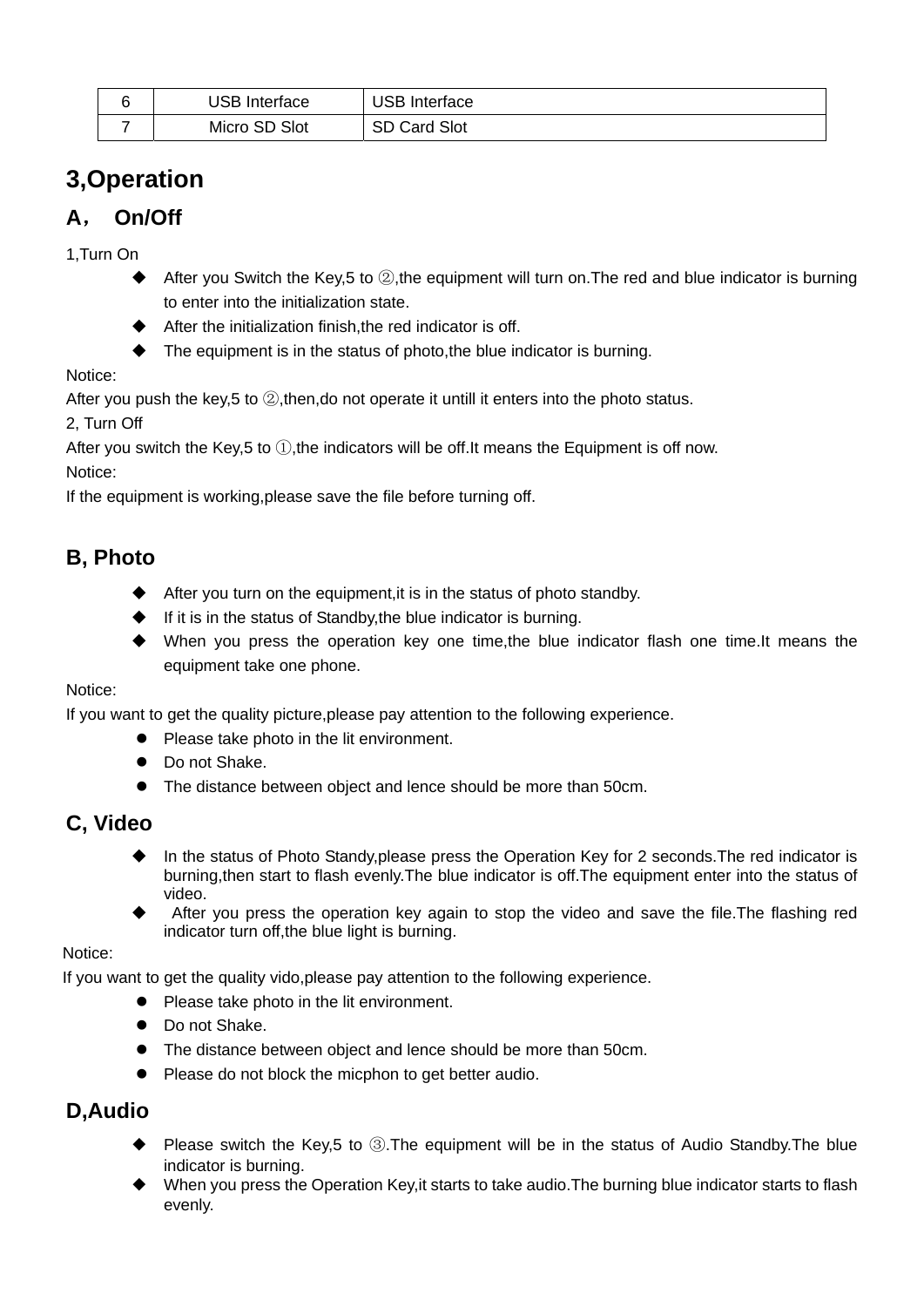| 6 | USB Interface | USB Interface |
|---|---|---|
| 7 | Micro SD Slot | SD Card Slot |

## 3,Operation

### A， On/Off

1,Turn On

- After you Switch the Key,5 to ②,the equipment will turn on.The red and blue indicator is burning to enter into the initialization state.
- After the initialization finish,the red indicator is off.
- The equipment is in the status of photo,the blue indicator is burning.

Notice:

After you push the key,5 to ②,then,do not operate it untill it enters into the photo status.

2, Turn Off

After you switch the Key,5 to ①,the indicators will be off.It means the Equipment is off now.

Notice:

If the equipment is working,please save the file before turning off.

### B, Photo

- After you turn on the equipment,it is in the status of photo standby.
- If it is in the status of Standby,the blue indicator is burning.
- When you press the operation key one time,the blue indicator flash one time.It means the equipment take one phone.

Notice:

If you want to get the quality picture,please pay attention to the following experience.

- Please take photo in the lit environment.
- Do not Shake.
- The distance between object and lence should be more than 50cm.

### C, Video

- In the status of Photo Standy,please press the Operation Key for 2 seconds.The red indicator is burning,then start to flash evenly.The blue indicator is off.The equipment enter into the status of video.
- After you press the operation key again to stop the video and save the file.The flashing red indicator turn off,the blue light is burning.

Notice:

If you want to get the quality vido,please pay attention to the following experience.

- Please take photo in the lit environment.
- Do not Shake.
- The distance between object and lence should be more than 50cm.
- Please do not block the micphon to get better audio.

### D,Audio

- Please switch the Key,5 to ③.The equipment will be in the status of Audio Standby.The blue indicator is burning.
- When you press the Operation Key,it starts to take audio.The burning blue indicator starts to flash evenly.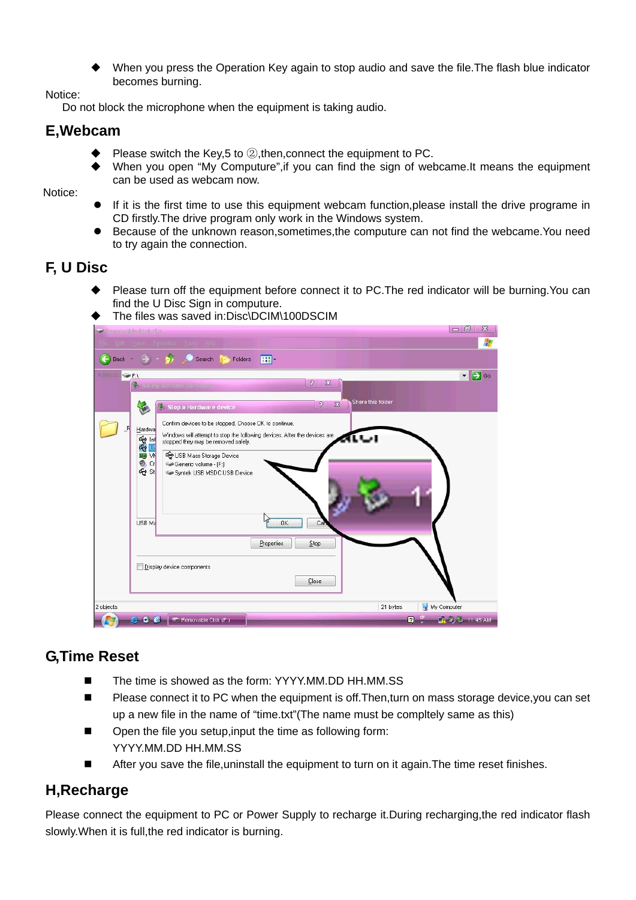- When you press the Operation Key again to stop audio and save the file.The flash blue indicator becomes burning.

Notice:

Do not block the microphone when the equipment is taking audio.

## E,Webcam

- Please switch the Key,5 to ②,then,connect the equipment to PC.
- When you open "My Computure",if you can find the sign of webcame.It means the equipment can be used as webcam now.

Notice:

- If it is the first time to use this equipment webcam function,please install the drive programe in CD firstly.The drive program only work in the Windows system.
- Because of the unknown reason,sometimes,the computure can not find the webcame.You need to try again the connection.

## F, U Disc

- Please turn off the equipment before connect it to PC.The red indicator will be burning.You can find the U Disc Sign in computure.
- The files was saved in:Disc\DCIM\100DSCIM

## G,Time Reset

- The time is showed as the form: YYYY.MM.DD HH.MM.SS
- Please connect it to PC when the equipment is off.Then,turn on mass storage device,you can set up a new file in the name of "time.txt"(The name must be compltely same as this)
- Open the file you setup,input the time as following form:
  YYYY.MM.DD HH.MM.SS
- After you save the file,uninstall the equipment to turn on it again.The time reset finishes.

## H,Recharge

Please connect the equipment to PC or Power Supply to recharge it.During recharging,the red indicator flash slowly.When it is full,the red indicator is burning.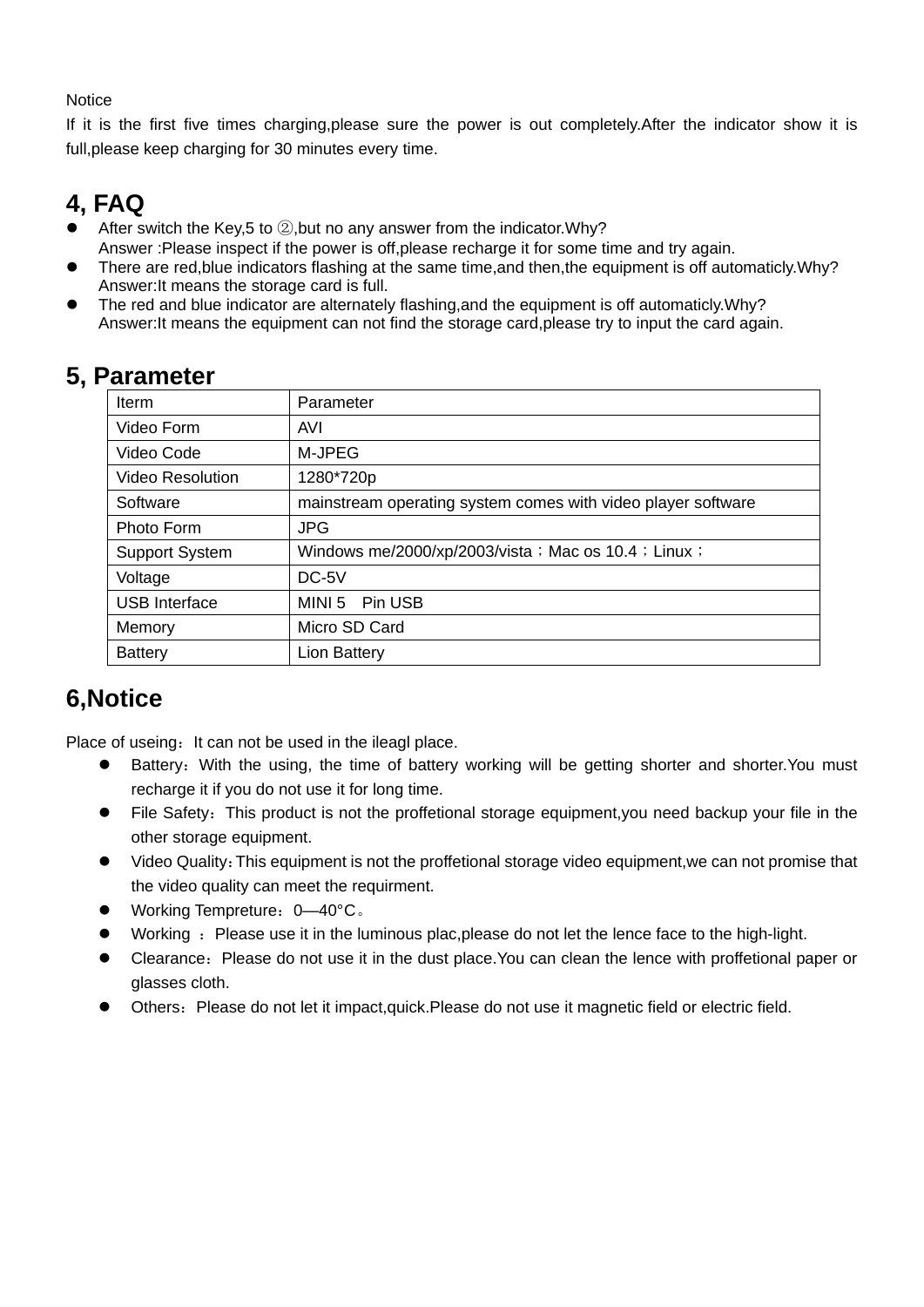Notice

If it is the first five times charging,please sure the power is out completely.After the indicator show it is full,please keep charging for 30 minutes every time.

## 4, FAQ

- After switch the Key,5 to ②,but no any answer from the indicator.Why?
  Answer :Please inspect if the power is off,please recharge it for some time and try again.
- There are red,blue indicators flashing at the same time,and then,the equipment is off automaticly.Why?
  Answer:It means the storage card is full.
- The red and blue indicator are alternately flashing,and the equipment is off automaticly.Why?
  Answer:It means the equipment can not find the storage card,please try to input the card again.

## 5, Parameter

| Iterm | Parameter |
|---|---|
| Video Form | AVI |
| Video Code | M-JPEG |
| Video Resolution | 1280*720p |
| Software | mainstream operating system comes with video player software |
| Photo Form | JPG |
| Support System | Windows me/2000/xp/2003/vista；Mac os 10.4；Linux； |
| Voltage | DC-5V |
| USB Interface | MINI 5　Pin USB |
| Memory | Micro SD Card |
| Battery | Lion Battery |

## 6,Notice

Place of useing：It can not be used in the ileagl place.

- Battery：With the using, the time of battery working will be getting shorter and shorter.You must recharge it if you do not use it for long time.
- File Safety：This product is not the proffetional storage equipment,you need backup your file in the other storage equipment.
- Video Quality：This equipment is not the proffetional storage video equipment,we can not promise that the video quality can meet the requirment.
- Working Tempreture：0—40°C。
- Working ：Please use it in the luminous plac,please do not let the lence face to the high-light.
- Clearance：Please do not use it in the dust place.You can clean the lence with proffetional paper or glasses cloth.
- Others：Please do not let it impact,quick.Please do not use it magnetic field or electric field.